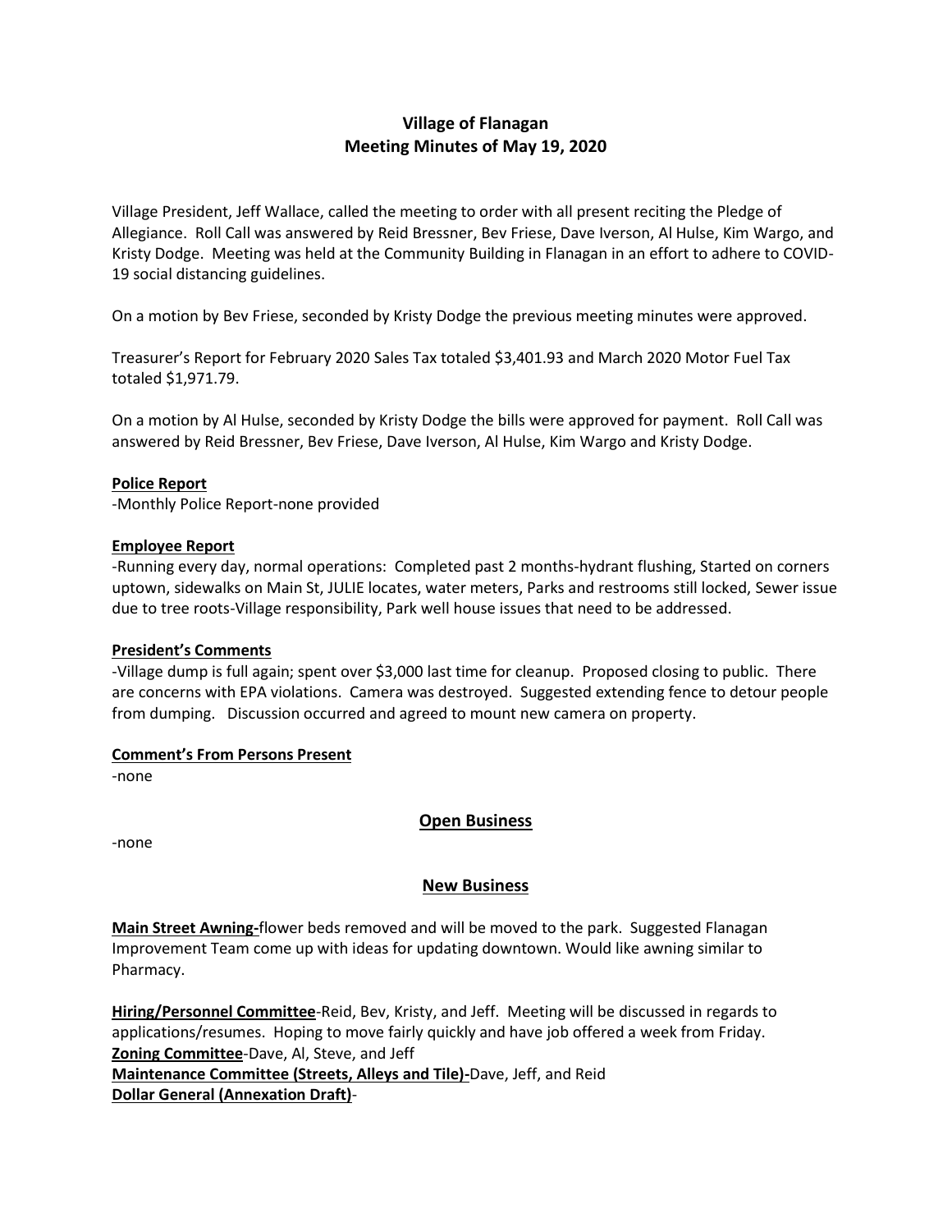# Village of Flanagan
## Meeting Minutes of May 19, 2020

Village President, Jeff Wallace, called the meeting to order with all present reciting the Pledge of Allegiance. Roll Call was answered by Reid Bressner, Bev Friese, Dave Iverson, Al Hulse, Kim Wargo, and Kristy Dodge. Meeting was held at the Community Building in Flanagan in an effort to adhere to COVID-19 social distancing guidelines.

On a motion by Bev Friese, seconded by Kristy Dodge the previous meeting minutes were approved.

Treasurer's Report for February 2020 Sales Tax totaled $3,401.93 and March 2020 Motor Fuel Tax totaled $1,971.79.

On a motion by Al Hulse, seconded by Kristy Dodge the bills were approved for payment. Roll Call was answered by Reid Bressner, Bev Friese, Dave Iverson, Al Hulse, Kim Wargo and Kristy Dodge.

**Police Report**

-Monthly Police Report-none provided

**Employee Report**

-Running every day, normal operations: Completed past 2 months-hydrant flushing, Started on corners uptown, sidewalks on Main St, JULIE locates, water meters, Parks and restrooms still locked, Sewer issue due to tree roots-Village responsibility, Park well house issues that need to be addressed.

**President's Comments**

-Village dump is full again; spent over $3,000 last time for cleanup. Proposed closing to public. There are concerns with EPA violations. Camera was destroyed. Suggested extending fence to detour people from dumping. Discussion occurred and agreed to mount new camera on property.

**Comment's From Persons Present**

-none

## Open Business

-none

## New Business

**Main Street Awning-**flower beds removed and will be moved to the park. Suggested Flanagan Improvement Team come up with ideas for updating downtown. Would like awning similar to Pharmacy.

**Hiring/Personnel Committee**-Reid, Bev, Kristy, and Jeff. Meeting will be discussed in regards to applications/resumes. Hoping to move fairly quickly and have job offered a week from Friday.

**Zoning Committee**-Dave, Al, Steve, and Jeff

**Maintenance Committee (Streets, Alleys and Tile)-**Dave, Jeff, and Reid

**Dollar General (Annexation Draft)**-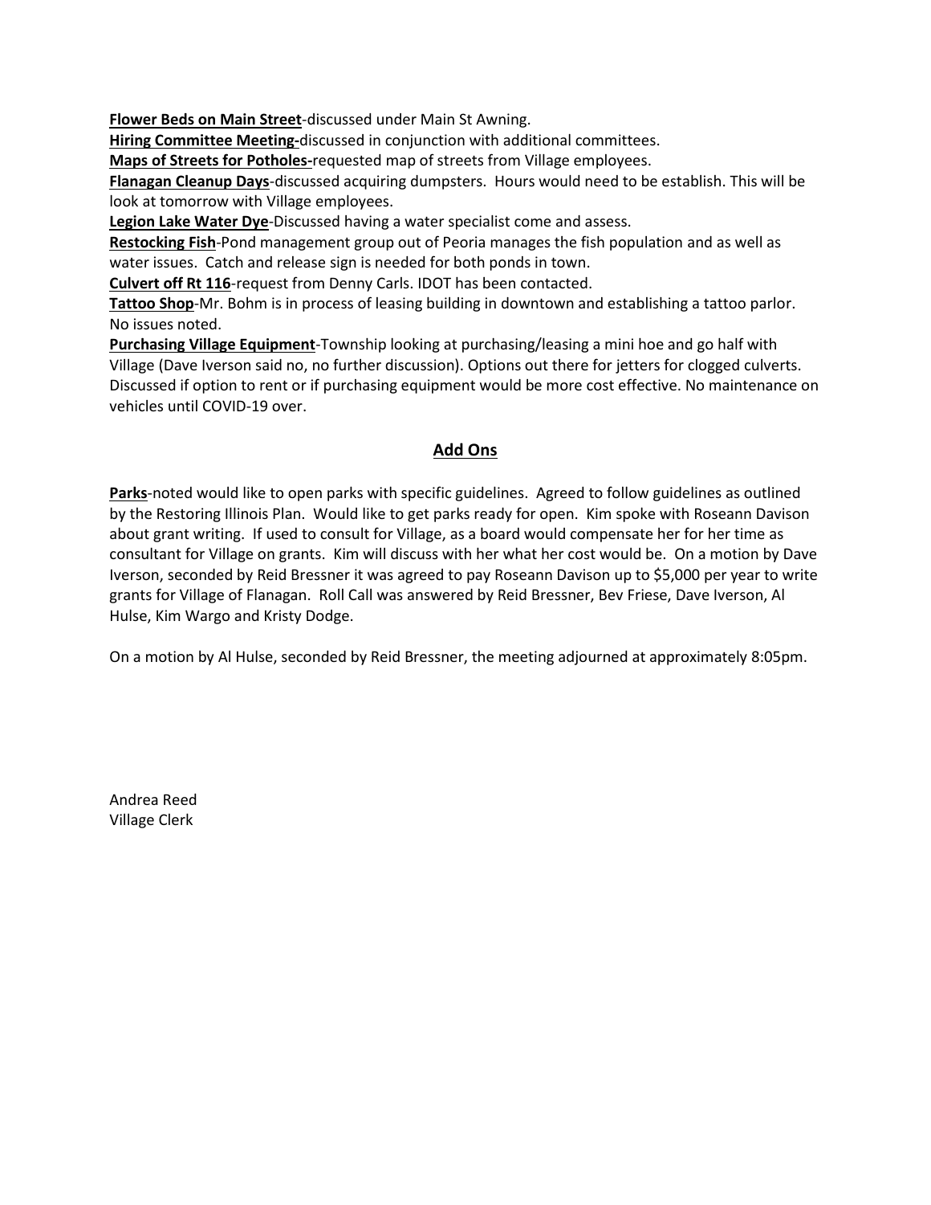**Flower Beds on Main Street**-discussed under Main St Awning.
**Hiring Committee Meeting-**discussed in conjunction with additional committees.
**Maps of Streets for Potholes-**requested map of streets from Village employees.
**Flanagan Cleanup Days**-discussed acquiring dumpsters. Hours would need to be establish. This will be look at tomorrow with Village employees.
**Legion Lake Water Dye**-Discussed having a water specialist come and assess.
**Restocking Fish**-Pond management group out of Peoria manages the fish population and as well as water issues. Catch and release sign is needed for both ponds in town.
**Culvert off Rt 116**-request from Denny Carls. IDOT has been contacted.
**Tattoo Shop**-Mr. Bohm is in process of leasing building in downtown and establishing a tattoo parlor. No issues noted.
**Purchasing Village Equipment**-Township looking at purchasing/leasing a mini hoe and go half with Village (Dave Iverson said no, no further discussion). Options out there for jetters for clogged culverts. Discussed if option to rent or if purchasing equipment would be more cost effective. No maintenance on vehicles until COVID-19 over.

## Add Ons

**Parks**-noted would like to open parks with specific guidelines. Agreed to follow guidelines as outlined by the Restoring Illinois Plan. Would like to get parks ready for open. Kim spoke with Roseann Davison about grant writing. If used to consult for Village, as a board would compensate her for her time as consultant for Village on grants. Kim will discuss with her what her cost would be. On a motion by Dave Iverson, seconded by Reid Bressner it was agreed to pay Roseann Davison up to $5,000 per year to write grants for Village of Flanagan. Roll Call was answered by Reid Bressner, Bev Friese, Dave Iverson, Al Hulse, Kim Wargo and Kristy Dodge.

On a motion by Al Hulse, seconded by Reid Bressner, the meeting adjourned at approximately 8:05pm.

Andrea Reed
Village Clerk